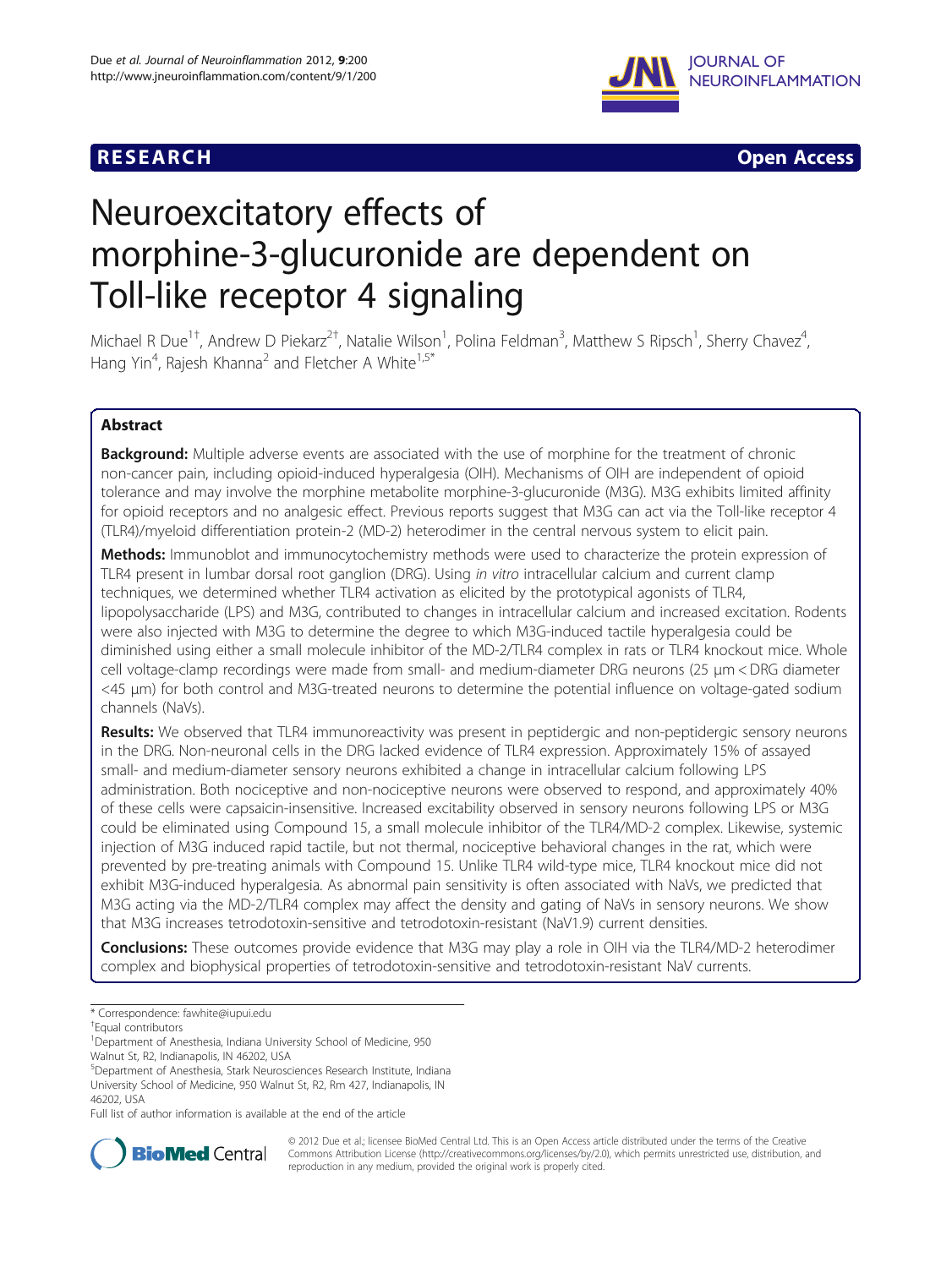RESEARCH Open Access

# Neuroexcitatory effects of morphine-3-glucuronide are dependent on Toll-like receptor 4 signaling

Michael R Due[1†], Andrew D Piekarz[2†], Natalie Wilson[1], Polina Feldman[3], Matthew S Ripsch[1], Sherry Chavez[4], Hang Yin[4], Rajesh Khanna[2] and Fletcher A White[1,5*]

## Abstract

**Background:** Multiple adverse events are associated with the use of morphine for the treatment of chronic non-cancer pain, including opioid-induced hyperalgesia (OIH). Mechanisms of OIH are independent of opioid tolerance and may involve the morphine metabolite morphine-3-glucuronide (M3G). M3G exhibits limited affinity for opioid receptors and no analgesic effect. Previous reports suggest that M3G can act via the Toll-like receptor 4 (TLR4)/myeloid differentiation protein-2 (MD-2) heterodimer in the central nervous system to elicit pain.

**Methods:** Immunoblot and immunocytochemistry methods were used to characterize the protein expression of TLR4 present in lumbar dorsal root ganglion (DRG). Using *in vitro* intracellular calcium and current clamp techniques, we determined whether TLR4 activation as elicited by the prototypical agonists of TLR4, lipopolysaccharide (LPS) and M3G, contributed to changes in intracellular calcium and increased excitation. Rodents were also injected with M3G to determine the degree to which M3G-induced tactile hyperalgesia could be diminished using either a small molecule inhibitor of the MD-2/TLR4 complex in rats or TLR4 knockout mice. Whole cell voltage-clamp recordings were made from small- and medium-diameter DRG neurons (25 μm < DRG diameter <45 μm) for both control and M3G-treated neurons to determine the potential influence on voltage-gated sodium channels (NaVs).

**Results:** We observed that TLR4 immunoreactivity was present in peptidergic and non-peptidergic sensory neurons in the DRG. Non-neuronal cells in the DRG lacked evidence of TLR4 expression. Approximately 15% of assayed small- and medium-diameter sensory neurons exhibited a change in intracellular calcium following LPS administration. Both nociceptive and non-nociceptive neurons were observed to respond, and approximately 40% of these cells were capsaicin-insensitive. Increased excitability observed in sensory neurons following LPS or M3G could be eliminated using Compound 15, a small molecule inhibitor of the TLR4/MD-2 complex. Likewise, systemic injection of M3G induced rapid tactile, but not thermal, nociceptive behavioral changes in the rat, which were prevented by pre-treating animals with Compound 15. Unlike TLR4 wild-type mice, TLR4 knockout mice did not exhibit M3G-induced hyperalgesia. As abnormal pain sensitivity is often associated with NaVs, we predicted that M3G acting via the MD-2/TLR4 complex may affect the density and gating of NaVs in sensory neurons. We show that M3G increases tetrodotoxin-sensitive and tetrodotoxin-resistant (NaV1.9) current densities.

**Conclusions:** These outcomes provide evidence that M3G may play a role in OIH via the TLR4/MD-2 heterodimer complex and biophysical properties of tetrodotoxin-sensitive and tetrodotoxin-resistant NaV currents.

\* Correspondence: fawhite@iupui.edu

†Equal contributors

[1]Department of Anesthesia, Indiana University School of Medicine, 950 Walnut St, R2, Indianapolis, IN 46202, USA

[5]Department of Anesthesia, Stark Neurosciences Research Institute, Indiana University School of Medicine, 950 Walnut St, R2, Rm 427, Indianapolis, IN 46202, USA

Full list of author information is available at the end of the article

© 2012 Due et al.; licensee BioMed Central Ltd. This is an Open Access article distributed under the terms of the Creative Commons Attribution License (http://creativecommons.org/licenses/by/2.0), which permits unrestricted use, distribution, and reproduction in any medium, provided the original work is properly cited.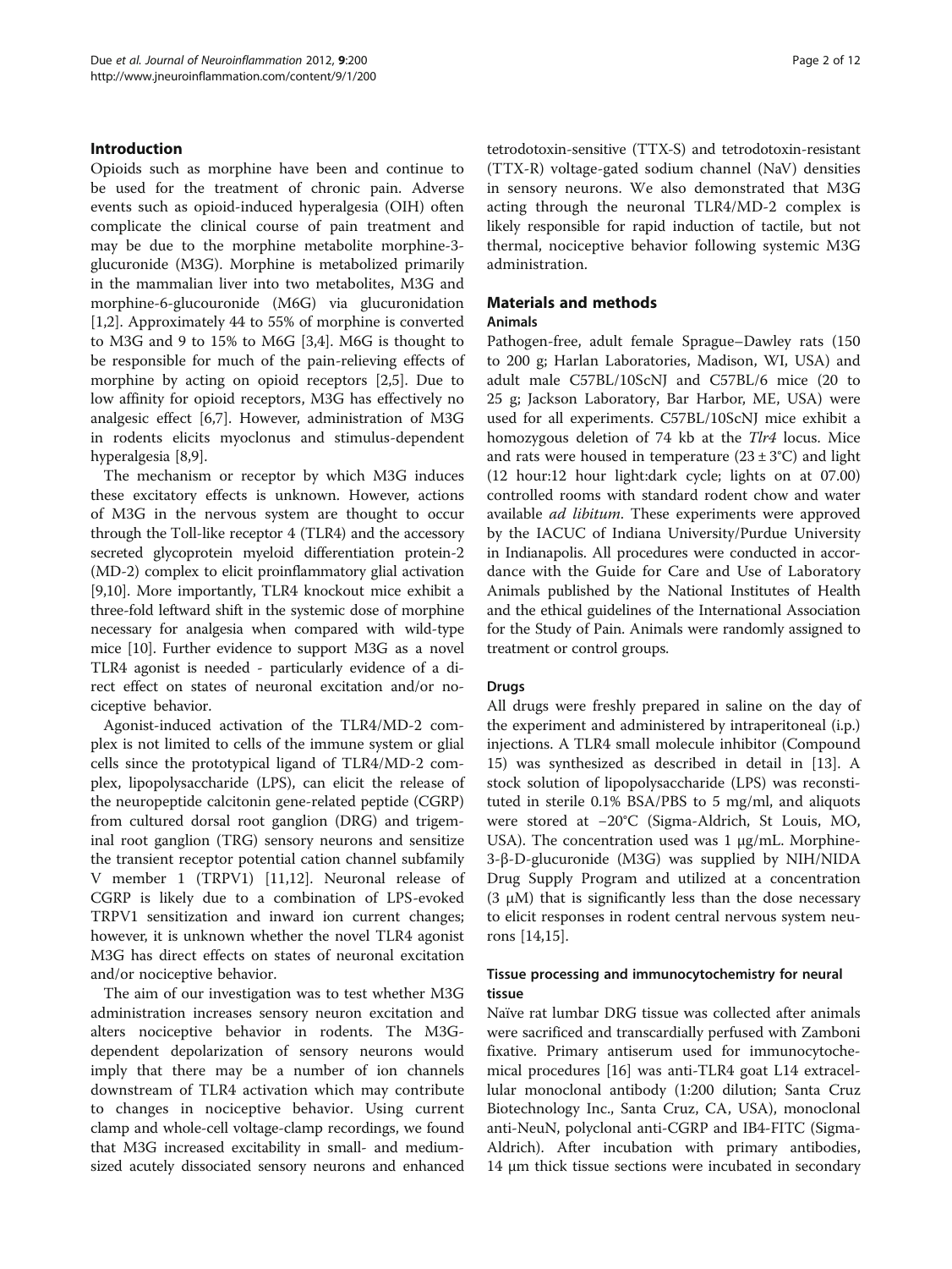## Introduction

Opioids such as morphine have been and continue to be used for the treatment of chronic pain. Adverse events such as opioid-induced hyperalgesia (OIH) often complicate the clinical course of pain treatment and may be due to the morphine metabolite morphine-3-glucuronide (M3G). Morphine is metabolized primarily in the mammalian liver into two metabolites, M3G and morphine-6-glucouronide (M6G) via glucuronidation [1,2]. Approximately 44 to 55% of morphine is converted to M3G and 9 to 15% to M6G [3,4]. M6G is thought to be responsible for much of the pain-relieving effects of morphine by acting on opioid receptors [2,5]. Due to low affinity for opioid receptors, M3G has effectively no analgesic effect [6,7]. However, administration of M3G in rodents elicits myoclonus and stimulus-dependent hyperalgesia [8,9].

The mechanism or receptor by which M3G induces these excitatory effects is unknown. However, actions of M3G in the nervous system are thought to occur through the Toll-like receptor 4 (TLR4) and the accessory secreted glycoprotein myeloid differentiation protein-2 (MD-2) complex to elicit proinflammatory glial activation [9,10]. More importantly, TLR4 knockout mice exhibit a three-fold leftward shift in the systemic dose of morphine necessary for analgesia when compared with wild-type mice [10]. Further evidence to support M3G as a novel TLR4 agonist is needed - particularly evidence of a direct effect on states of neuronal excitation and/or nociceptive behavior.

Agonist-induced activation of the TLR4/MD-2 complex is not limited to cells of the immune system or glial cells since the prototypical ligand of TLR4/MD-2 complex, lipopolysaccharide (LPS), can elicit the release of the neuropeptide calcitonin gene-related peptide (CGRP) from cultured dorsal root ganglion (DRG) and trigeminal root ganglion (TRG) sensory neurons and sensitize the transient receptor potential cation channel subfamily V member 1 (TRPV1) [11,12]. Neuronal release of CGRP is likely due to a combination of LPS-evoked TRPV1 sensitization and inward ion current changes; however, it is unknown whether the novel TLR4 agonist M3G has direct effects on states of neuronal excitation and/or nociceptive behavior.

The aim of our investigation was to test whether M3G administration increases sensory neuron excitation and alters nociceptive behavior in rodents. The M3G-dependent depolarization of sensory neurons would imply that there may be a number of ion channels downstream of TLR4 activation which may contribute to changes in nociceptive behavior. Using current clamp and whole-cell voltage-clamp recordings, we found that M3G increased excitability in small- and medium-sized acutely dissociated sensory neurons and enhanced tetrodotoxin-sensitive (TTX-S) and tetrodotoxin-resistant (TTX-R) voltage-gated sodium channel (NaV) densities in sensory neurons. We also demonstrated that M3G acting through the neuronal TLR4/MD-2 complex is likely responsible for rapid induction of tactile, but not thermal, nociceptive behavior following systemic M3G administration.

## Materials and methods

### Animals

Pathogen-free, adult female Sprague–Dawley rats (150 to 200 g; Harlan Laboratories, Madison, WI, USA) and adult male C57BL/10ScNJ and C57BL/6 mice (20 to 25 g; Jackson Laboratory, Bar Harbor, ME, USA) were used for all experiments. C57BL/10ScNJ mice exhibit a homozygous deletion of 74 kb at the *Tlr4* locus. Mice and rats were housed in temperature (23 ± 3°C) and light (12 hour:12 hour light:dark cycle; lights on at 07.00) controlled rooms with standard rodent chow and water available *ad libitum*. These experiments were approved by the IACUC of Indiana University/Purdue University in Indianapolis. All procedures were conducted in accordance with the Guide for Care and Use of Laboratory Animals published by the National Institutes of Health and the ethical guidelines of the International Association for the Study of Pain. Animals were randomly assigned to treatment or control groups.

### Drugs

All drugs were freshly prepared in saline on the day of the experiment and administered by intraperitoneal (i.p.) injections. A TLR4 small molecule inhibitor (Compound 15) was synthesized as described in detail in [13]. A stock solution of lipopolysaccharide (LPS) was reconstituted in sterile 0.1% BSA/PBS to 5 mg/ml, and aliquots were stored at −20°C (Sigma-Aldrich, St Louis, MO, USA). The concentration used was 1 μg/mL. Morphine-3-β-D-glucuronide (M3G) was supplied by NIH/NIDA Drug Supply Program and utilized at a concentration (3 μM) that is significantly less than the dose necessary to elicit responses in rodent central nervous system neurons [14,15].

### Tissue processing and immunocytochemistry for neural tissue

Naïve rat lumbar DRG tissue was collected after animals were sacrificed and transcardially perfused with Zamboni fixative. Primary antiserum used for immunocytochemical procedures [16] was anti-TLR4 goat L14 extracellular monoclonal antibody (1:200 dilution; Santa Cruz Biotechnology Inc., Santa Cruz, CA, USA), monoclonal anti-NeuN, polyclonal anti-CGRP and IB4-FITC (Sigma-Aldrich). After incubation with primary antibodies, 14 μm thick tissue sections were incubated in secondary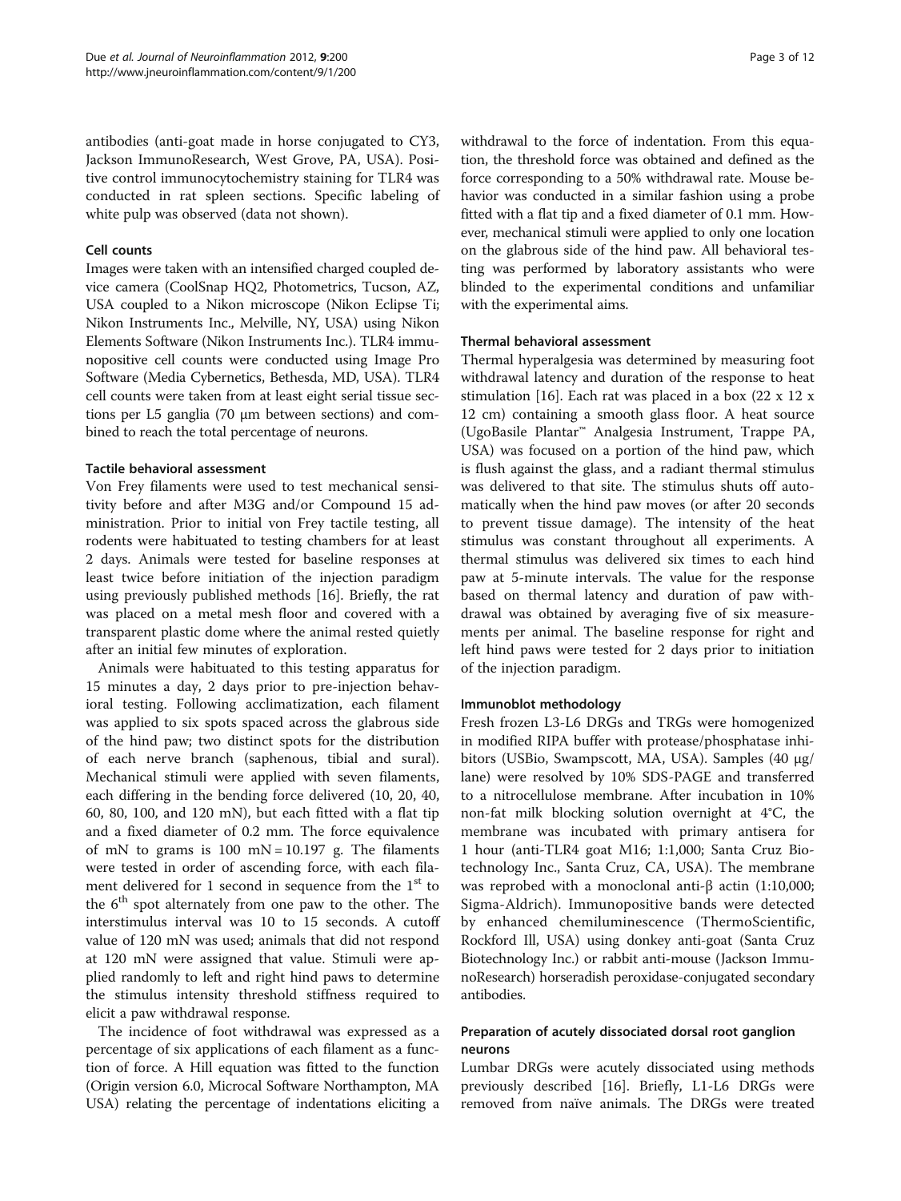antibodies (anti-goat made in horse conjugated to CY3, Jackson ImmunoResearch, West Grove, PA, USA). Positive control immunocytochemistry staining for TLR4 was conducted in rat spleen sections. Specific labeling of white pulp was observed (data not shown).

### Cell counts

Images were taken with an intensified charged coupled device camera (CoolSnap HQ2, Photometrics, Tucson, AZ, USA coupled to a Nikon microscope (Nikon Eclipse Ti; Nikon Instruments Inc., Melville, NY, USA) using Nikon Elements Software (Nikon Instruments Inc.). TLR4 immunopositive cell counts were conducted using Image Pro Software (Media Cybernetics, Bethesda, MD, USA). TLR4 cell counts were taken from at least eight serial tissue sections per L5 ganglia (70 μm between sections) and combined to reach the total percentage of neurons.

### Tactile behavioral assessment

Von Frey filaments were used to test mechanical sensitivity before and after M3G and/or Compound 15 administration. Prior to initial von Frey tactile testing, all rodents were habituated to testing chambers for at least 2 days. Animals were tested for baseline responses at least twice before initiation of the injection paradigm using previously published methods [16]. Briefly, the rat was placed on a metal mesh floor and covered with a transparent plastic dome where the animal rested quietly after an initial few minutes of exploration.

Animals were habituated to this testing apparatus for 15 minutes a day, 2 days prior to pre-injection behavioral testing. Following acclimatization, each filament was applied to six spots spaced across the glabrous side of the hind paw; two distinct spots for the distribution of each nerve branch (saphenous, tibial and sural). Mechanical stimuli were applied with seven filaments, each differing in the bending force delivered (10, 20, 40, 60, 80, 100, and 120 mN), but each fitted with a flat tip and a fixed diameter of 0.2 mm. The force equivalence of mN to grams is 100 mN = 10.197 g. The filaments were tested in order of ascending force, with each filament delivered for 1 second in sequence from the 1st to the 6th spot alternately from one paw to the other. The interstimulus interval was 10 to 15 seconds. A cutoff value of 120 mN was used; animals that did not respond at 120 mN were assigned that value. Stimuli were applied randomly to left and right hind paws to determine the stimulus intensity threshold stiffness required to elicit a paw withdrawal response.

The incidence of foot withdrawal was expressed as a percentage of six applications of each filament as a function of force. A Hill equation was fitted to the function (Origin version 6.0, Microcal Software Northampton, MA USA) relating the percentage of indentations eliciting a withdrawal to the force of indentation. From this equation, the threshold force was obtained and defined as the force corresponding to a 50% withdrawal rate. Mouse behavior was conducted in a similar fashion using a probe fitted with a flat tip and a fixed diameter of 0.1 mm. However, mechanical stimuli were applied to only one location on the glabrous side of the hind paw. All behavioral testing was performed by laboratory assistants who were blinded to the experimental conditions and unfamiliar with the experimental aims.

### Thermal behavioral assessment

Thermal hyperalgesia was determined by measuring foot withdrawal latency and duration of the response to heat stimulation [16]. Each rat was placed in a box (22 x 12 x 12 cm) containing a smooth glass floor. A heat source (UgoBasile Plantar™ Analgesia Instrument, Trappe PA, USA) was focused on a portion of the hind paw, which is flush against the glass, and a radiant thermal stimulus was delivered to that site. The stimulus shuts off automatically when the hind paw moves (or after 20 seconds to prevent tissue damage). The intensity of the heat stimulus was constant throughout all experiments. A thermal stimulus was delivered six times to each hind paw at 5-minute intervals. The value for the response based on thermal latency and duration of paw withdrawal was obtained by averaging five of six measurements per animal. The baseline response for right and left hind paws were tested for 2 days prior to initiation of the injection paradigm.

### Immunoblot methodology

Fresh frozen L3-L6 DRGs and TRGs were homogenized in modified RIPA buffer with protease/phosphatase inhibitors (USBio, Swampscott, MA, USA). Samples (40 μg/lane) were resolved by 10% SDS-PAGE and transferred to a nitrocellulose membrane. After incubation in 10% non-fat milk blocking solution overnight at 4°C, the membrane was incubated with primary antisera for 1 hour (anti-TLR4 goat M16; 1:1,000; Santa Cruz Biotechnology Inc., Santa Cruz, CA, USA). The membrane was reprobed with a monoclonal anti-β actin (1:10,000; Sigma-Aldrich). Immunopositive bands were detected by enhanced chemiluminescence (ThermoScientific, Rockford Ill, USA) using donkey anti-goat (Santa Cruz Biotechnology Inc.) or rabbit anti-mouse (Jackson ImmunoResearch) horseradish peroxidase-conjugated secondary antibodies.

### Preparation of acutely dissociated dorsal root ganglion neurons

Lumbar DRGs were acutely dissociated using methods previously described [16]. Briefly, L1-L6 DRGs were removed from naïve animals. The DRGs were treated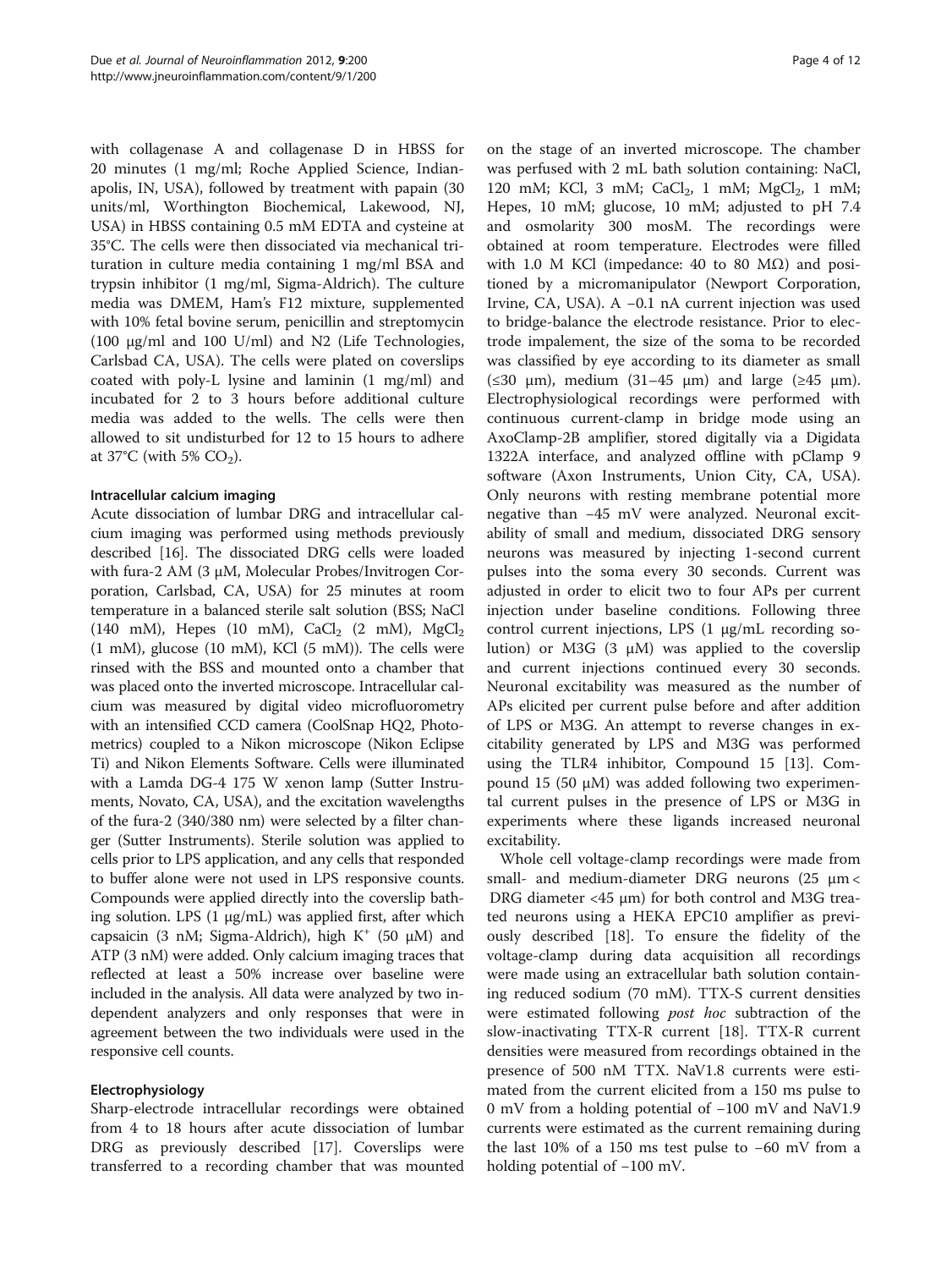with collagenase A and collagenase D in HBSS for 20 minutes (1 mg/ml; Roche Applied Science, Indianapolis, IN, USA), followed by treatment with papain (30 units/ml, Worthington Biochemical, Lakewood, NJ, USA) in HBSS containing 0.5 mM EDTA and cysteine at 35°C. The cells were then dissociated via mechanical trituration in culture media containing 1 mg/ml BSA and trypsin inhibitor (1 mg/ml, Sigma-Aldrich). The culture media was DMEM, Ham's F12 mixture, supplemented with 10% fetal bovine serum, penicillin and streptomycin (100 μg/ml and 100 U/ml) and N2 (Life Technologies, Carlsbad CA, USA). The cells were plated on coverslips coated with poly-L lysine and laminin (1 mg/ml) and incubated for 2 to 3 hours before additional culture media was added to the wells. The cells were then allowed to sit undisturbed for 12 to 15 hours to adhere at 37°C (with 5% $CO_2$).

#### Intracellular calcium imaging

Acute dissociation of lumbar DRG and intracellular calcium imaging was performed using methods previously described [16]. The dissociated DRG cells were loaded with fura-2 AM (3 μM, Molecular Probes/Invitrogen Corporation, Carlsbad, CA, USA) for 25 minutes at room temperature in a balanced sterile salt solution (BSS; NaCl (140 mM), Hepes (10 mM), $CaCl_2$ (2 mM), $MgCl_2$ (1 mM), glucose (10 mM), KCl (5 mM)). The cells were rinsed with the BSS and mounted onto a chamber that was placed onto the inverted microscope. Intracellular calcium was measured by digital video microfluorometry with an intensified CCD camera (CoolSnap HQ2, Photometrics) coupled to a Nikon microscope (Nikon Eclipse Ti) and Nikon Elements Software. Cells were illuminated with a Lamda DG-4 175 W xenon lamp (Sutter Instruments, Novato, CA, USA), and the excitation wavelengths of the fura-2 (340/380 nm) were selected by a filter changer (Sutter Instruments). Sterile solution was applied to cells prior to LPS application, and any cells that responded to buffer alone were not used in LPS responsive counts. Compounds were applied directly into the coverslip bathing solution. LPS (1 μg/mL) was applied first, after which capsaicin (3 nM; Sigma-Aldrich), high $K^+$ (50 μM) and ATP (3 nM) were added. Only calcium imaging traces that reflected at least a 50% increase over baseline were included in the analysis. All data were analyzed by two independent analyzers and only responses that were in agreement between the two individuals were used in the responsive cell counts.

#### Electrophysiology

Sharp-electrode intracellular recordings were obtained from 4 to 18 hours after acute dissociation of lumbar DRG as previously described [17]. Coverslips were transferred to a recording chamber that was mounted on the stage of an inverted microscope. The chamber was perfused with 2 mL bath solution containing: NaCl, 120 mM; KCl, 3 mM; $CaCl_2$, 1 mM; $MgCl_2$, 1 mM; Hepes, 10 mM; glucose, 10 mM; adjusted to pH 7.4 and osmolarity 300 mosM. The recordings were obtained at room temperature. Electrodes were filled with 1.0 M KCl (impedance: 40 to 80 MΩ) and positioned by a micromanipulator (Newport Corporation, Irvine, CA, USA). A −0.1 nA current injection was used to bridge-balance the electrode resistance. Prior to electrode impalement, the size of the soma to be recorded was classified by eye according to its diameter as small (≤30 μm), medium (31–45 μm) and large (≥45 μm). Electrophysiological recordings were performed with continuous current-clamp in bridge mode using an AxoClamp-2B amplifier, stored digitally via a Digidata 1322A interface, and analyzed offline with pClamp 9 software (Axon Instruments, Union City, CA, USA). Only neurons with resting membrane potential more negative than −45 mV were analyzed. Neuronal excitability of small and medium, dissociated DRG sensory neurons was measured by injecting 1-second current pulses into the soma every 30 seconds. Current was adjusted in order to elicit two to four APs per current injection under baseline conditions. Following three control current injections, LPS (1 μg/mL recording solution) or M3G (3 μM) was applied to the coverslip and current injections continued every 30 seconds. Neuronal excitability was measured as the number of APs elicited per current pulse before and after addition of LPS or M3G. An attempt to reverse changes in excitability generated by LPS and M3G was performed using the TLR4 inhibitor, Compound 15 [13]. Compound 15 (50 μM) was added following two experimental current pulses in the presence of LPS or M3G in experiments where these ligands increased neuronal excitability.

Whole cell voltage-clamp recordings were made from small- and medium-diameter DRG neurons (25 μm < DRG diameter <45 μm) for both control and M3G treated neurons using a HEKA EPC10 amplifier as previously described [18]. To ensure the fidelity of the voltage-clamp during data acquisition all recordings were made using an extracellular bath solution containing reduced sodium (70 mM). TTX-S current densities were estimated following *post hoc* subtraction of the slow-inactivating TTX-R current [18]. TTX-R current densities were measured from recordings obtained in the presence of 500 nM TTX. NaV1.8 currents were estimated from the current elicited from a 150 ms pulse to 0 mV from a holding potential of −100 mV and NaV1.9 currents were estimated as the current remaining during the last 10% of a 150 ms test pulse to −60 mV from a holding potential of −100 mV.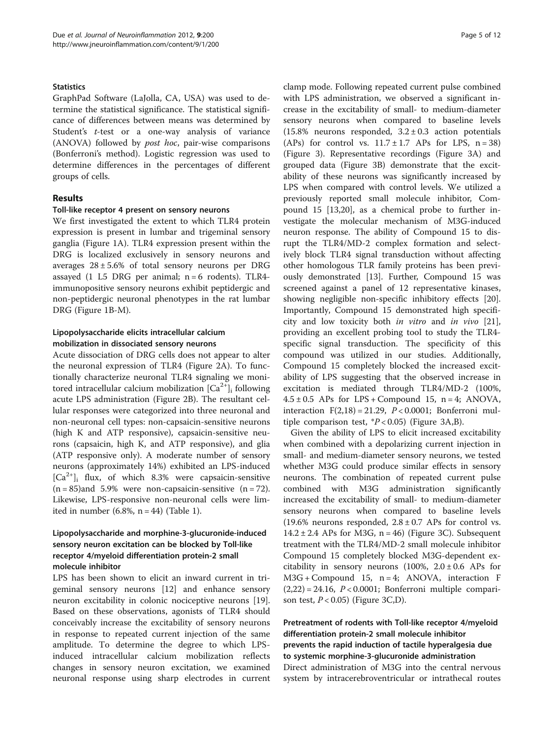### Statistics

GraphPad Software (LaJolla, CA, USA) was used to determine the statistical significance. The statistical significance of differences between means was determined by Student's *t*-test or a one-way analysis of variance (ANOVA) followed by *post hoc*, pair-wise comparisons (Bonferroni's method). Logistic regression was used to determine differences in the percentages of different groups of cells.

## Results

### Toll-like receptor 4 present on sensory neurons

We first investigated the extent to which TLR4 protein expression is present in lumbar and trigeminal sensory ganglia (Figure 1A). TLR4 expression present within the DRG is localized exclusively in sensory neurons and averages $28 \pm 5.6\%$ of total sensory neurons per DRG assayed (1 L5 DRG per animal; $n = 6$ rodents). TLR4-immunopositive sensory neurons exhibit peptidergic and non-peptidergic neuronal phenotypes in the rat lumbar DRG (Figure 1B-M).

### Lipopolysaccharide elicits intracellular calcium mobilization in dissociated sensory neurons

Acute dissociation of DRG cells does not appear to alter the neuronal expression of TLR4 (Figure 2A). To functionally characterize neuronal TLR4 signaling we monitored intracellular calcium mobilization $[Ca^{2+}]_i$ following acute LPS administration (Figure 2B). The resultant cellular responses were categorized into three neuronal and non-neuronal cell types: non-capsaicin-sensitive neurons (high K and ATP responsive), capsaicin-sensitive neurons (capsaicin, high K, and ATP responsive), and glia (ATP responsive only). A moderate number of sensory neurons (approximately 14%) exhibited an LPS-induced $[Ca^{2+}]_i$ flux, of which 8.3% were capsaicin-sensitive ($n = 85$)and 5.9% were non-capsaicin-sensitive ($n = 72$). Likewise, LPS-responsive non-neuronal cells were limited in number (6.8%, $n = 44$) (Table 1).

### Lipopolysaccharide and morphine-3-glucuronide-induced sensory neuron excitation can be blocked by Toll-like receptor 4/myeloid differentiation protein-2 small molecule inhibitor

LPS has been shown to elicit an inward current in trigeminal sensory neurons [12] and enhance sensory neuron excitability in colonic nociceptive neurons [19]. Based on these observations, agonists of TLR4 should conceivably increase the excitability of sensory neurons in response to repeated current injection of the same amplitude. To determine the degree to which LPS-induced intracellular calcium mobilization reflects changes in sensory neuron excitation, we examined neuronal response using sharp electrodes in current clamp mode. Following repeated current pulse combined with LPS administration, we observed a significant increase in the excitability of small- to medium-diameter sensory neurons when compared to baseline levels (15.8% neurons responded, $3.2 \pm 0.3$ action potentials (APs) for control vs. $11.7 \pm 1.7$ APs for LPS, $n = 38$) (Figure 3). Representative recordings (Figure 3A) and grouped data (Figure 3B) demonstrate that the excitability of these neurons was significantly increased by LPS when compared with control levels. We utilized a previously reported small molecule inhibitor, Compound 15 [13,20], as a chemical probe to further investigate the molecular mechanism of M3G-induced neuron response. The ability of Compound 15 to disrupt the TLR4/MD-2 complex formation and selectively block TLR4 signal transduction without affecting other homologous TLR family proteins has been previously demonstrated [13]. Further, Compound 15 was screened against a panel of 12 representative kinases, showing negligible non-specific inhibitory effects [20]. Importantly, Compound 15 demonstrated high specificity and low toxicity both *in vitro* and *in vivo* [21], providing an excellent probing tool to study the TLR4-specific signal transduction. The specificity of this compound was utilized in our studies. Additionally, Compound 15 completely blocked the increased excitability of LPS suggesting that the observed increase in excitation is mediated through TLR4/MD-2 (100%, $4.5 \pm 0.5$ APs for LPS + Compound 15, $n = 4$; ANOVA, interaction $F(2,18) = 21.29$, $P < 0.0001$; Bonferroni multiple comparison test, $^{*}P < 0.05$) (Figure 3A,B).

Given the ability of LPS to elicit increased excitability when combined with a depolarizing current injection in small- and medium-diameter sensory neurons, we tested whether M3G could produce similar effects in sensory neurons. The combination of repeated current pulse combined with M3G administration significantly increased the excitability of small- to medium-diameter sensory neurons when compared to baseline levels (19.6% neurons responded, $2.8 \pm 0.7$ APs for control vs. $14.2 \pm 2.4$ APs for M3G, $n = 46$) (Figure 3C). Subsequent treatment with the TLR4/MD-2 small molecule inhibitor Compound 15 completely blocked M3G-dependent excitability in sensory neurons (100%, $2.0 \pm 0.6$ APs for M3G + Compound 15, $n = 4$; ANOVA, interaction $F(2,22) = 24.16$, $P < 0.0001$; Bonferroni multiple comparison test, $P < 0.05$) (Figure 3C,D).

### Pretreatment of rodents with Toll-like receptor 4/myeloid differentiation protein-2 small molecule inhibitor prevents the rapid induction of tactile hyperalgesia due to systemic morphine-3-glucuronide administration

Direct administration of M3G into the central nervous system by intracerebroventricular or intrathecal routes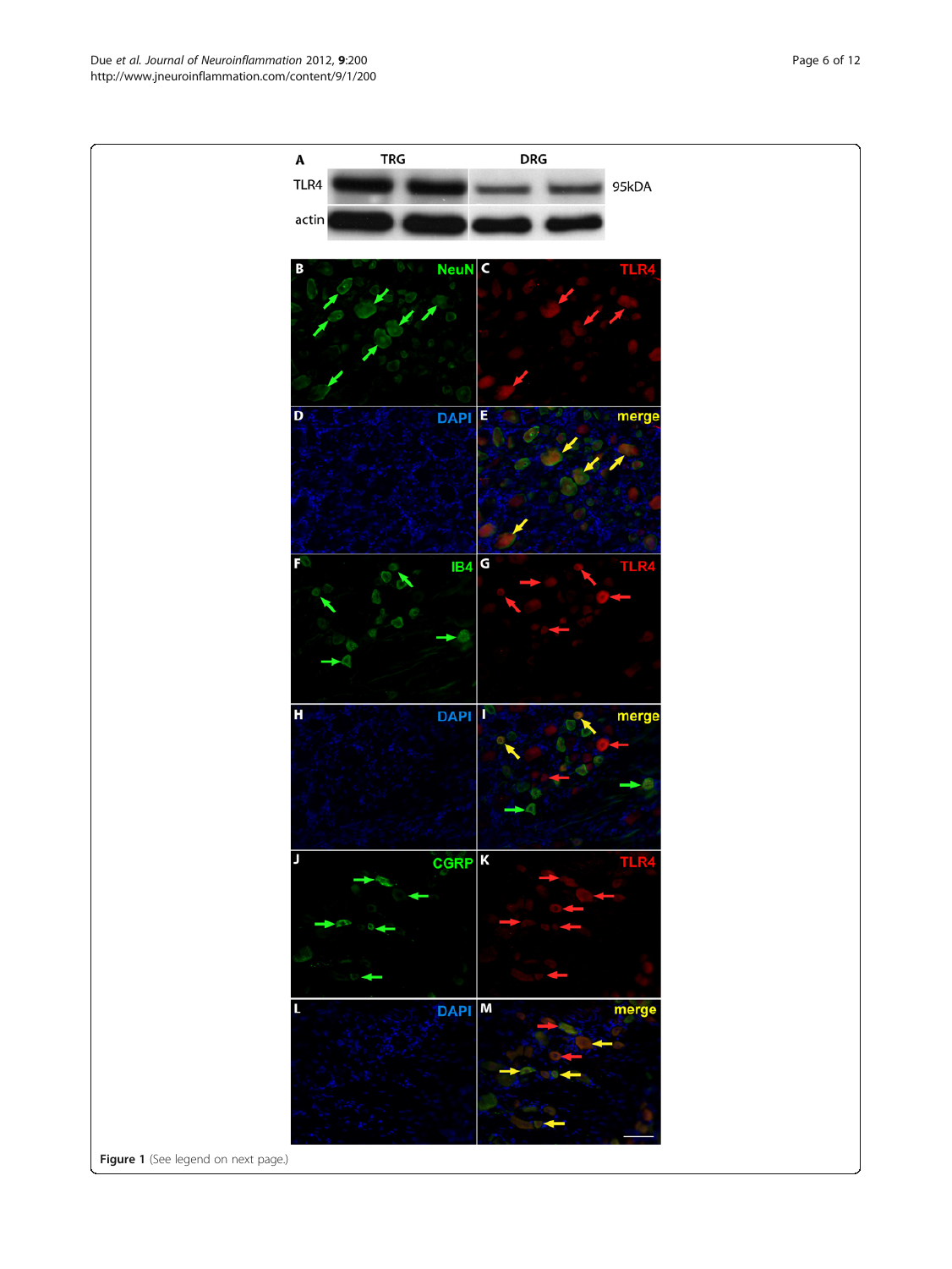**Figure 1** (See legend on next page.)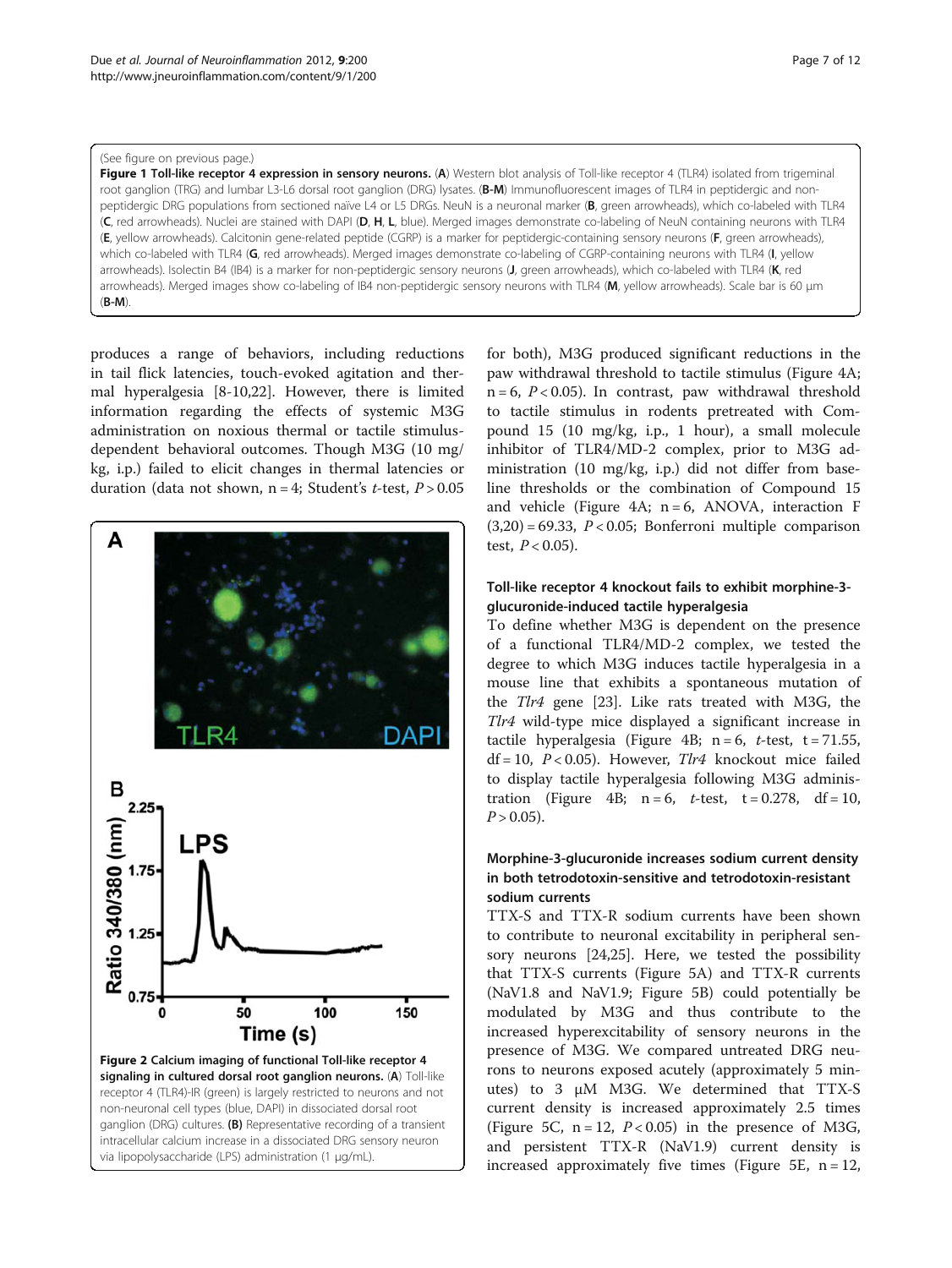(See figure on previous page.)

**Figure 1 Toll-like receptor 4 expression in sensory neurons.** (**A**) Western blot analysis of Toll-like receptor 4 (TLR4) isolated from trigeminal root ganglion (TRG) and lumbar L3-L6 dorsal root ganglion (DRG) lysates. (**B-M**) Immunofluorescent images of TLR4 in peptidergic and non-peptidergic DRG populations from sectioned naïve L4 or L5 DRGs. NeuN is a neuronal marker (**B**, green arrowheads), which co-labeled with TLR4 (**C**, red arrowheads). Nuclei are stained with DAPI (**D**, **H**, **L**, blue). Merged images demonstrate co-labeling of NeuN containing neurons with TLR4 (**E**, yellow arrowheads). Calcitonin gene-related peptide (CGRP) is a marker for peptidergic-containing sensory neurons (**F**, green arrowheads), which co-labeled with TLR4 (**G**, red arrowheads). Merged images demonstrate co-labeling of CGRP-containing neurons with TLR4 (**I**, yellow arrowheads). Isolectin B4 (IB4) is a marker for non-peptidergic sensory neurons (**J**, green arrowheads), which co-labeled with TLR4 (**K**, red arrowheads). Merged images show co-labeling of IB4 non-peptidergic sensory neurons with TLR4 (**M**, yellow arrowheads). Scale bar is 60 μm (**B-M**).

produces a range of behaviors, including reductions in tail flick latencies, touch-evoked agitation and thermal hyperalgesia [8-10,22]. However, there is limited information regarding the effects of systemic M3G administration on noxious thermal or tactile stimulus-dependent behavioral outcomes. Though M3G (10 mg/kg, i.p.) failed to elicit changes in thermal latencies or duration (data not shown, n = 4; Student's *t*-test, $P > 0.05$ for both), M3G produced significant reductions in the paw withdrawal threshold to tactile stimulus (Figure 4A; n = 6, $P < 0.05$). In contrast, paw withdrawal threshold to tactile stimulus in rodents pretreated with Compound 15 (10 mg/kg, i.p., 1 hour), a small molecule inhibitor of TLR4/MD-2 complex, prior to M3G administration (10 mg/kg, i.p.) did not differ from baseline thresholds or the combination of Compound 15 and vehicle (Figure 4A; n = 6, ANOVA, interaction $F(3,20) = 69.33$, $P < 0.05$; Bonferroni multiple comparison test, $P < 0.05$).

**Figure 2 Calcium imaging of functional Toll-like receptor 4 signaling in cultured dorsal root ganglion neurons.** (**A**) Toll-like receptor 4 (TLR4)-IR (green) is largely restricted to neurons and not non-neuronal cell types (blue, DAPI) in dissociated dorsal root ganglion (DRG) cultures. **(B)** Representative recording of a transient intracellular calcium increase in a dissociated DRG sensory neuron via lipopolysaccharide (LPS) administration (1 μg/mL).

### Toll-like receptor 4 knockout fails to exhibit morphine-3-glucuronide-induced tactile hyperalgesia

To define whether M3G is dependent on the presence of a functional TLR4/MD-2 complex, we tested the degree to which M3G induces tactile hyperalgesia in a mouse line that exhibits a spontaneous mutation of the *Tlr4* gene [23]. Like rats treated with M3G, the *Tlr4* wild-type mice displayed a significant increase in tactile hyperalgesia (Figure 4B; n = 6, *t*-test, t = 71.55, df = 10, $P < 0.05$). However, *Tlr4* knockout mice failed to display tactile hyperalgesia following M3G administration (Figure 4B; n = 6, *t*-test, t = 0.278, df = 10, $P > 0.05$).

### Morphine-3-glucuronide increases sodium current density in both tetrodotoxin-sensitive and tetrodotoxin-resistant sodium currents

TTX-S and TTX-R sodium currents have been shown to contribute to neuronal excitability in peripheral sensory neurons [24,25]. Here, we tested the possibility that TTX-S currents (Figure 5A) and TTX-R currents (NaV1.8 and NaV1.9; Figure 5B) could potentially be modulated by M3G and thus contribute to the increased hyperexcitability of sensory neurons in the presence of M3G. We compared untreated DRG neurons to neurons exposed acutely (approximately 5 minutes) to 3 μM M3G. We determined that TTX-S current density is increased approximately 2.5 times (Figure 5C, n = 12, $P < 0.05$) in the presence of M3G, and persistent TTX-R (NaV1.9) current density is increased approximately five times (Figure 5E, n = 12,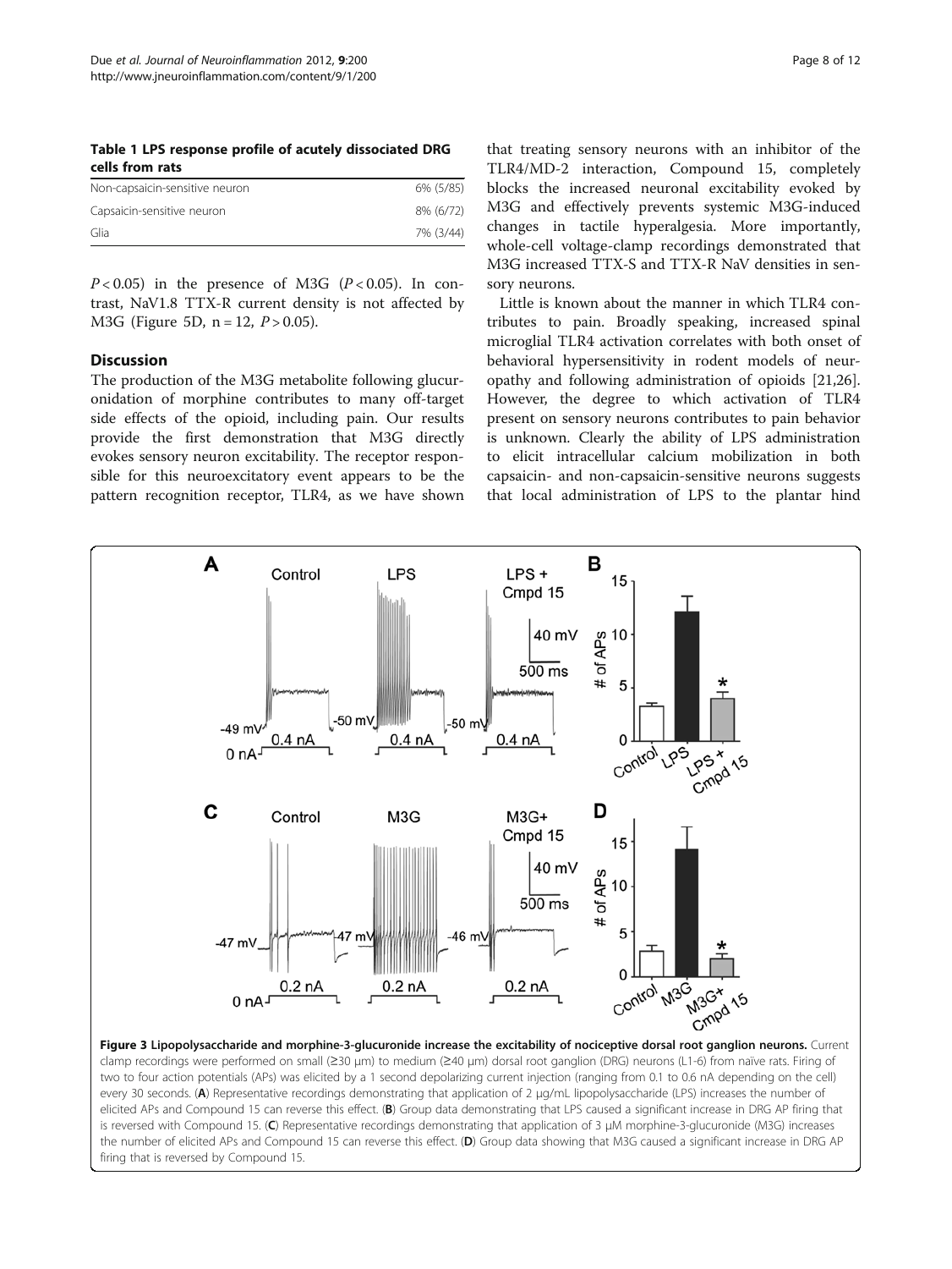**Table 1 LPS response profile of acutely dissociated DRG cells from rats**

| | |
|---|---|
| Non-capsaicin-sensitive neuron | 6% (5/85) |
| Capsaicin-sensitive neuron | 8% (6/72) |
| Glia | 7% (3/44) |

$P < 0.05$) in the presence of M3G ($P < 0.05$). In contrast, NaV1.8 TTX-R current density is not affected by M3G (Figure 5D, n = 12, $P > 0.05$).

## Discussion

The production of the M3G metabolite following glucuronidation of morphine contributes to many off-target side effects of the opioid, including pain. Our results provide the first demonstration that M3G directly evokes sensory neuron excitability. The receptor responsible for this neuroexcitatory event appears to be the pattern recognition receptor, TLR4, as we have shown that treating sensory neurons with an inhibitor of the TLR4/MD-2 interaction, Compound 15, completely blocks the increased neuronal excitability evoked by M3G and effectively prevents systemic M3G-induced changes in tactile hyperalgesia. More importantly, whole-cell voltage-clamp recordings demonstrated that M3G increased TTX-S and TTX-R NaV densities in sensory neurons.

Little is known about the manner in which TLR4 contributes to pain. Broadly speaking, increased spinal microglial TLR4 activation correlates with both onset of behavioral hypersensitivity in rodent models of neuropathy and following administration of opioids [21,26]. However, the degree to which activation of TLR4 present on sensory neurons contributes to pain behavior is unknown. Clearly the ability of LPS administration to elicit intracellular calcium mobilization in both capsaicin- and non-capsaicin-sensitive neurons suggests that local administration of LPS to the plantar hind

**Figure 3 Lipopolysaccharide and morphine-3-glucuronide increase the excitability of nociceptive dorsal root ganglion neurons.** Current clamp recordings were performed on small (≥30 μm) to medium (≥40 μm) dorsal root ganglion (DRG) neurons (L1-6) from naïve rats. Firing of two to four action potentials (APs) was elicited by a 1 second depolarizing current injection (ranging from 0.1 to 0.6 nA depending on the cell) every 30 seconds. (**A**) Representative recordings demonstrating that application of 2 μg/mL lipopolysaccharide (LPS) increases the number of elicited APs and Compound 15 can reverse this effect. (**B**) Group data demonstrating that LPS caused a significant increase in DRG AP firing that is reversed with Compound 15. (**C**) Representative recordings demonstrating that application of 3 μM morphine-3-glucuronide (M3G) increases the number of elicited APs and Compound 15 can reverse this effect. (**D**) Group data showing that M3G caused a significant increase in DRG AP firing that is reversed by Compound 15.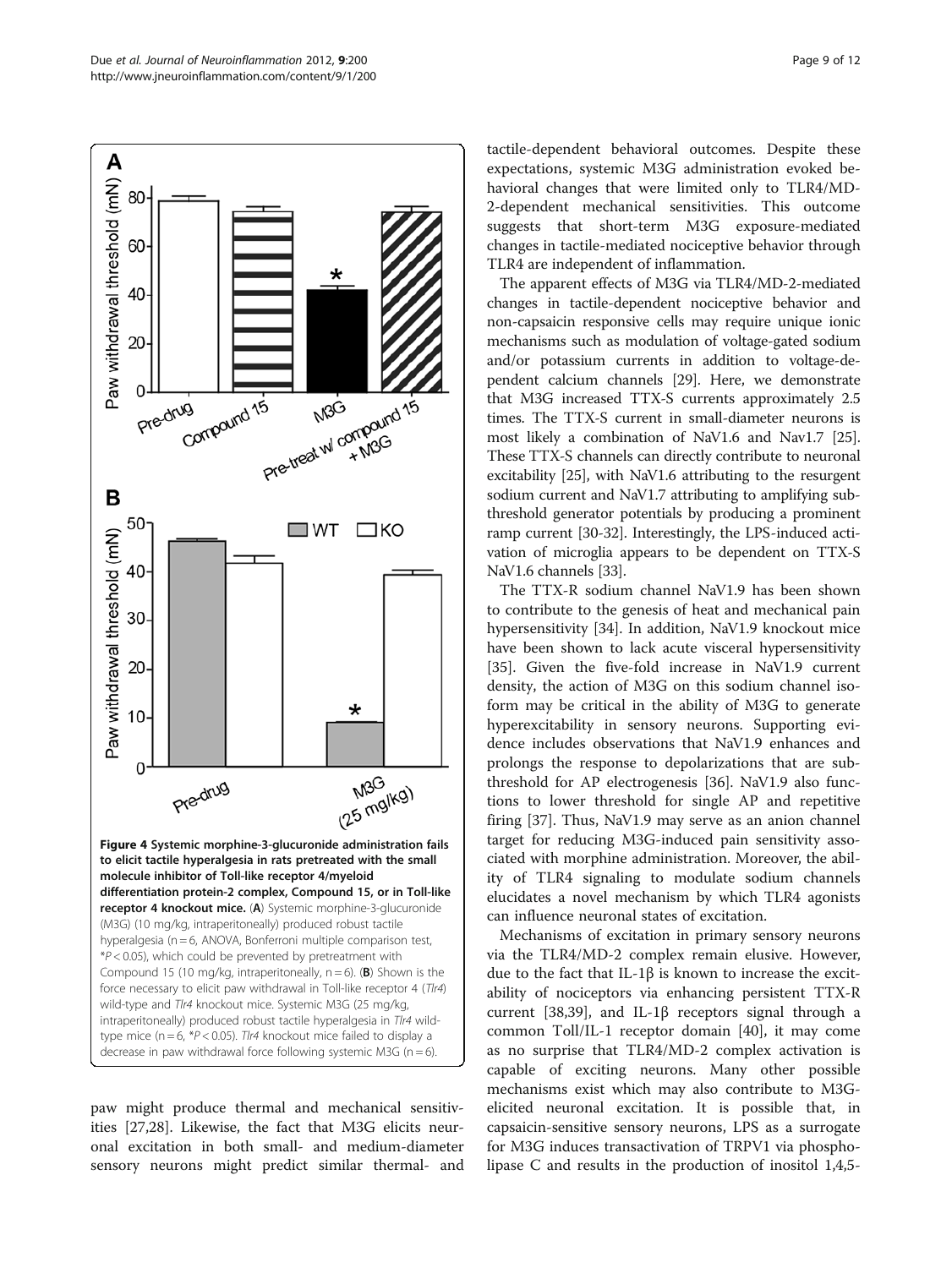**Figure 4 Systemic morphine-3-glucuronide administration fails to elicit tactile hyperalgesia in rats pretreated with the small molecule inhibitor of Toll-like receptor 4/myeloid differentiation protein-2 complex, Compound 15, or in Toll-like receptor 4 knockout mice.** (**A**) Systemic morphine-3-glucuronide (M3G) (10 mg/kg, intraperitoneally) produced robust tactile hyperalgesia (n = 6, ANOVA, Bonferroni multiple comparison test, *$P < 0.05$), which could be prevented by pretreatment with Compound 15 (10 mg/kg, intraperitoneally, n = 6). (**B**) Shown is the force necessary to elicit paw withdrawal in Toll-like receptor 4 (*Tlr4*) wild-type and *Tlr4* knockout mice. Systemic M3G (25 mg/kg, intraperitoneally) produced robust tactile hyperalgesia in *Tlr4* wild-type mice (n = 6, *$P < 0.05$). *Tlr4* knockout mice failed to display a decrease in paw withdrawal force following systemic M3G (n = 6).

paw might produce thermal and mechanical sensitivities [27,28]. Likewise, the fact that M3G elicits neuronal excitation in both small- and medium-diameter sensory neurons might predict similar thermal- and tactile-dependent behavioral outcomes. Despite these expectations, systemic M3G administration evoked behavioral changes that were limited only to TLR4/MD-2-dependent mechanical sensitivities. This outcome suggests that short-term M3G exposure-mediated changes in tactile-mediated nociceptive behavior through TLR4 are independent of inflammation.

The apparent effects of M3G via TLR4/MD-2-mediated changes in tactile-dependent nociceptive behavior and non-capsaicin responsive cells may require unique ionic mechanisms such as modulation of voltage-gated sodium and/or potassium currents in addition to voltage-dependent calcium channels [29]. Here, we demonstrate that M3G increased TTX-S currents approximately 2.5 times. The TTX-S current in small-diameter neurons is most likely a combination of NaV1.6 and Nav1.7 [25]. These TTX-S channels can directly contribute to neuronal excitability [25], with NaV1.6 attributing to the resurgent sodium current and NaV1.7 attributing to amplifying subthreshold generator potentials by producing a prominent ramp current [30-32]. Interestingly, the LPS-induced activation of microglia appears to be dependent on TTX-S NaV1.6 channels [33].

The TTX-R sodium channel NaV1.9 has been shown to contribute to the genesis of heat and mechanical pain hypersensitivity [34]. In addition, NaV1.9 knockout mice have been shown to lack acute visceral hypersensitivity [35]. Given the five-fold increase in NaV1.9 current density, the action of M3G on this sodium channel isoform may be critical in the ability of M3G to generate hyperexcitability in sensory neurons. Supporting evidence includes observations that NaV1.9 enhances and prolongs the response to depolarizations that are subthreshold for AP electrogenesis [36]. NaV1.9 also functions to lower threshold for single AP and repetitive firing [37]. Thus, NaV1.9 may serve as an anion channel target for reducing M3G-induced pain sensitivity associated with morphine administration. Moreover, the ability of TLR4 signaling to modulate sodium channels elucidates a novel mechanism by which TLR4 agonists can influence neuronal states of excitation.

Mechanisms of excitation in primary sensory neurons via the TLR4/MD-2 complex remain elusive. However, due to the fact that IL-1β is known to increase the excitability of nociceptors via enhancing persistent TTX-R current [38,39], and IL-1β receptors signal through a common Toll/IL-1 receptor domain [40], it may come as no surprise that TLR4/MD-2 complex activation is capable of exciting neurons. Many other possible mechanisms exist which may also contribute to M3G-elicited neuronal excitation. It is possible that, in capsaicin-sensitive sensory neurons, LPS as a surrogate for M3G induces transactivation of TRPV1 via phospholipase C and results in the production of inositol 1,4,5-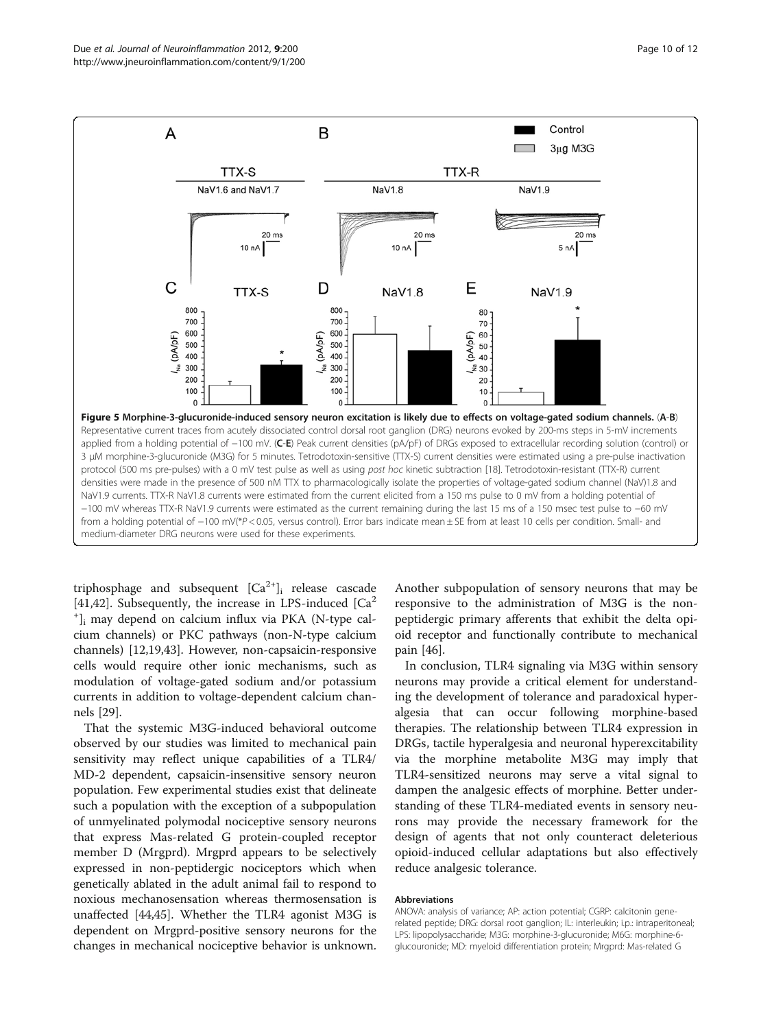**Figure 5 Morphine-3-glucuronide-induced sensory neuron excitation is likely due to effects on voltage-gated sodium channels.** (**A**-**B**) Representative current traces from acutely dissociated control dorsal root ganglion (DRG) neurons evoked by 200-ms steps in 5-mV increments applied from a holding potential of −100 mV. (**C**-**E**) Peak current densities (pA/pF) of DRGs exposed to extracellular recording solution (control) or 3 μM morphine-3-glucuronide (M3G) for 5 minutes. Tetrodotoxin-sensitive (TTX-S) current densities were estimated using a pre-pulse inactivation protocol (500 ms pre-pulses) with a 0 mV test pulse as well as using *post hoc* kinetic subtraction [18]. Tetrodotoxin-resistant (TTX-R) current densities were made in the presence of 500 nM TTX to pharmacologically isolate the properties of voltage-gated sodium channel (NaV)1.8 and NaV1.9 currents. TTX-R NaV1.8 currents were estimated from the current elicited from a 150 ms pulse to 0 mV from a holding potential of −100 mV whereas TTX-R NaV1.9 currents were estimated as the current remaining during the last 15 ms of a 150 msec test pulse to −60 mV from a holding potential of −100 mV(*$P < 0.05$, versus control). Error bars indicate mean ± SE from at least 10 cells per condition. Small- and medium-diameter DRG neurons were used for these experiments.

triphosphage and subsequent $[Ca^{2+}]_i$ release cascade [41,42]. Subsequently, the increase in LPS-induced $[Ca^{2+}]_i$ may depend on calcium influx via PKA (N-type calcium channels) or PKC pathways (non-N-type calcium channels) [12,19,43]. However, non-capsaicin-responsive cells would require other ionic mechanisms, such as modulation of voltage-gated sodium and/or potassium currents in addition to voltage-dependent calcium channels [29].

That the systemic M3G-induced behavioral outcome observed by our studies was limited to mechanical pain sensitivity may reflect unique capabilities of a TLR4/MD-2 dependent, capsaicin-insensitive sensory neuron population. Few experimental studies exist that delineate such a population with the exception of a subpopulation of unmyelinated polymodal nociceptive sensory neurons that express Mas-related G protein-coupled receptor member D (Mrgprd). Mrgprd appears to be selectively expressed in non-peptidergic nociceptors which when genetically ablated in the adult animal fail to respond to noxious mechanosensation whereas thermosensation is unaffected [44,45]. Whether the TLR4 agonist M3G is dependent on Mrgprd-positive sensory neurons for the changes in mechanical nociceptive behavior is unknown. Another subpopulation of sensory neurons that may be responsive to the administration of M3G is the non-peptidergic primary afferents that exhibit the delta opioid receptor and functionally contribute to mechanical pain [46].

In conclusion, TLR4 signaling via M3G within sensory neurons may provide a critical element for understanding the development of tolerance and paradoxical hyperalgesia that can occur following morphine-based therapies. The relationship between TLR4 expression in DRGs, tactile hyperalgesia and neuronal hyperexcitability via the morphine metabolite M3G may imply that TLR4-sensitized neurons may serve a vital signal to dampen the analgesic effects of morphine. Better understanding of these TLR4-mediated events in sensory neurons may provide the necessary framework for the design of agents that not only counteract deleterious opioid-induced cellular adaptations but also effectively reduce analgesic tolerance.

#### Abbreviations

ANOVA: analysis of variance; AP: action potential; CGRP: calcitonin gene-related peptide; DRG: dorsal root ganglion; IL: interleukin; i.p.: intraperitoneal; LPS: lipopolysaccharide; M3G: morphine-3-glucuronide; M6G: morphine-6-glucouronide; MD: myeloid differentiation protein; Mrgprd: Mas-related G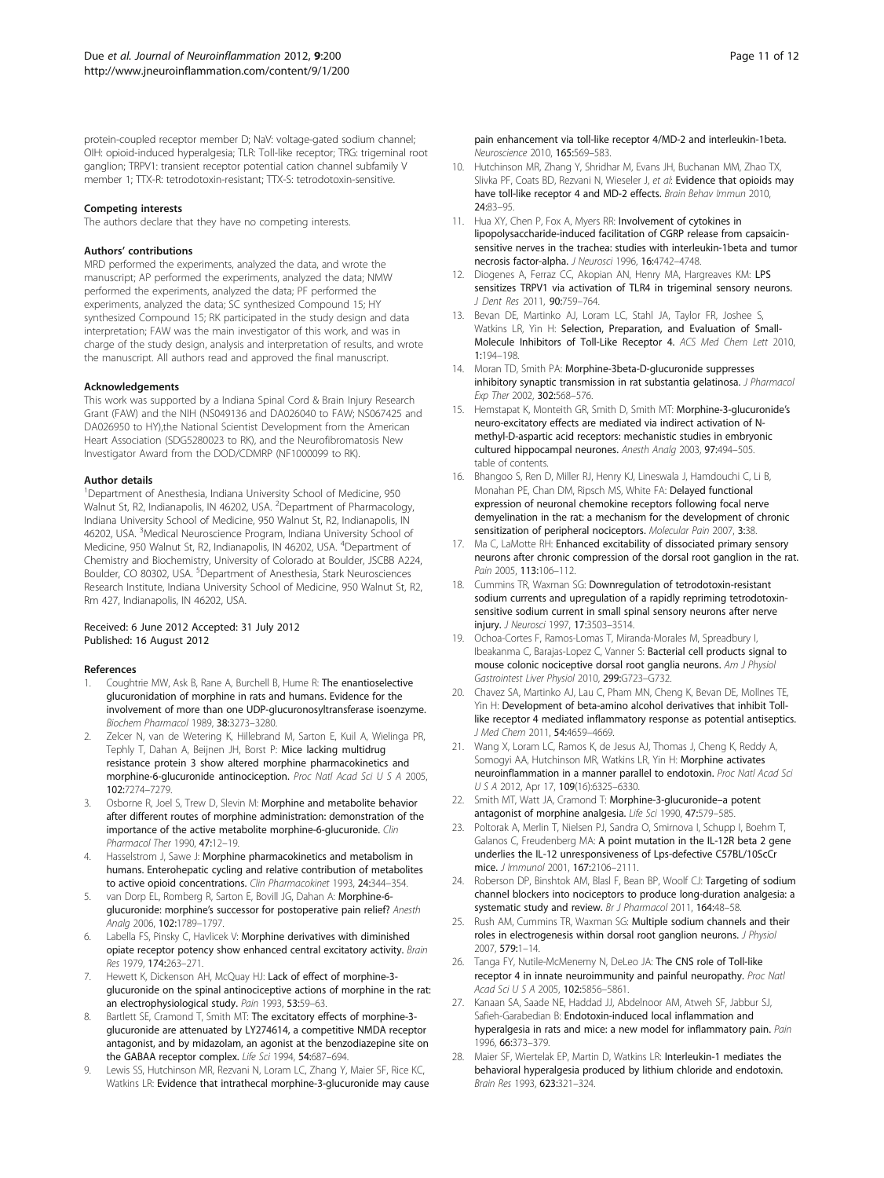protein-coupled receptor member D; NaV: voltage-gated sodium channel; OIH: opioid-induced hyperalgesia; TLR: Toll-like receptor; TRG: trigeminal root ganglion; TRPV1: transient receptor potential cation channel subfamily V member 1; TTX-R: tetrodotoxin-resistant; TTX-S: tetrodotoxin-sensitive.

### Competing interests

The authors declare that they have no competing interests.

### Authors' contributions

MRD performed the experiments, analyzed the data, and wrote the manuscript; AP performed the experiments, analyzed the data; NMW performed the experiments, analyzed the data; PF performed the experiments, analyzed the data; SC synthesized Compound 15; HY synthesized Compound 15; RK participated in the study design and data interpretation; FAW was the main investigator of this work, and was in charge of the study design, analysis and interpretation of results, and wrote the manuscript. All authors read and approved the final manuscript.

### Acknowledgements

This work was supported by a Indiana Spinal Cord & Brain Injury Research Grant (FAW) and the NIH (NS049136 and DA026040 to FAW; NS067425 and DA026950 to HY),the National Scientist Development from the American Heart Association (SDG5280023 to RK), and the Neurofibromatosis New Investigator Award from the DOD/CDMRP (NF1000099 to RK).

### Author details

[1]Department of Anesthesia, Indiana University School of Medicine, 950 Walnut St, R2, Indianapolis, IN 46202, USA. [2]Department of Pharmacology, Indiana University School of Medicine, 950 Walnut St, R2, Indianapolis, IN 46202, USA. [3]Medical Neuroscience Program, Indiana University School of Medicine, 950 Walnut St, R2, Indianapolis, IN 46202, USA. [4]Department of Chemistry and Biochemistry, University of Colorado at Boulder, JSCBB A224, Boulder, CO 80302, USA. [5]Department of Anesthesia, Stark Neurosciences Research Institute, Indiana University School of Medicine, 950 Walnut St, R2, Rm 427, Indianapolis, IN 46202, USA.

Received: 6 June 2012 Accepted: 31 July 2012
Published: 16 August 2012

### References

1. Coughtrie MW, Ask B, Rane A, Burchell B, Hume R: **The enantioselective glucuronidation of morphine in rats and humans. Evidence for the involvement of more than one UDP-glucuronosyltransferase isoenzyme.** *Biochem Pharmacol* 1989, **38:**3273–3280.
2. Zelcer N, van de Wetering K, Hillebrand M, Sarton E, Kuil A, Wielinga PR, Tephly T, Dahan A, Beijnen JH, Borst P: **Mice lacking multidrug resistance protein 3 show altered morphine pharmacokinetics and morphine-6-glucuronide antinociception.** *Proc Natl Acad Sci U S A* 2005, **102:**7274–7279.
3. Osborne R, Joel S, Trew D, Slevin M: **Morphine and metabolite behavior after different routes of morphine administration: demonstration of the importance of the active metabolite morphine-6-glucuronide.** *Clin Pharmacol Ther* 1990, **47:**12–19.
4. Hasselstrom J, Sawe J: **Morphine pharmacokinetics and metabolism in humans. Enterohepatic cycling and relative contribution of metabolites to active opioid concentrations.** *Clin Pharmacokinet* 1993, **24:**344–354.
5. van Dorp EL, Romberg R, Sarton E, Bovill JG, Dahan A: **Morphine-6-glucuronide: morphine's successor for postoperative pain relief?** *Anesth Analg* 2006, **102:**1789–1797.
6. Labella FS, Pinsky C, Havlicek V: **Morphine derivatives with diminished opiate receptor potency show enhanced central excitatory activity.** *Brain Res* 1979, **174:**263–271.
7. Hewett K, Dickenson AH, McQuay HJ: **Lack of effect of morphine-3-glucuronide on the spinal antinociceptive actions of morphine in the rat: an electrophysiological study.** *Pain* 1993, **53:**59–63.
8. Bartlett SE, Cramond T, Smith MT: **The excitatory effects of morphine-3-glucuronide are attenuated by LY274614, a competitive NMDA receptor antagonist, and by midazolam, an agonist at the benzodiazepine site on the GABAA receptor complex.** *Life Sci* 1994, **54:**687–694.
9. Lewis SS, Hutchinson MR, Rezvani N, Loram LC, Zhang Y, Maier SF, Rice KC, Watkins LR: **Evidence that intrathecal morphine-3-glucuronide may cause pain enhancement via toll-like receptor 4/MD-2 and interleukin-1beta.** *Neuroscience* 2010, **165:**569–583.
10. Hutchinson MR, Zhang Y, Shridhar M, Evans JH, Buchanan MM, Zhao TX, Slivka PF, Coats BD, Rezvani N, Wieseler J, *et al*: **Evidence that opioids may have toll-like receptor 4 and MD-2 effects.** *Brain Behav Immun* 2010, **24:**83–95.
11. Hua XY, Chen P, Fox A, Myers RR: **Involvement of cytokines in lipopolysaccharide-induced facilitation of CGRP release from capsaicin-sensitive nerves in the trachea: studies with interleukin-1beta and tumor necrosis factor-alpha.** *J Neurosci* 1996, **16:**4742–4748.
12. Diogenes A, Ferraz CC, Akopian AN, Henry MA, Hargreaves KM: **LPS sensitizes TRPV1 via activation of TLR4 in trigeminal sensory neurons.** *J Dent Res* 2011, **90:**759–764.
13. Bevan DE, Martinko AJ, Loram LC, Stahl JA, Taylor FR, Joshee S, Watkins LR, Yin H: **Selection, Preparation, and Evaluation of Small-Molecule Inhibitors of Toll-Like Receptor 4.** *ACS Med Chem Lett* 2010, **1:**194–198.
14. Moran TD, Smith PA: **Morphine-3beta-D-glucuronide suppresses inhibitory synaptic transmission in rat substantia gelatinosa.** *J Pharmacol Exp Ther* 2002, **302:**568–576.
15. Hemstapat K, Monteith GR, Smith D, Smith MT: **Morphine-3-glucuronide's neuro-excitatory effects are mediated via indirect activation of N-methyl-D-aspartic acid receptors: mechanistic studies in embryonic cultured hippocampal neurones.** *Anesth Analg* 2003, **97:**494–505. table of contents.
16. Bhangoo S, Ren D, Miller RJ, Henry KJ, Lineswala J, Hamdouchi C, Li B, Monahan PE, Chan DM, Ripsch MS, White FA: **Delayed functional expression of neuronal chemokine receptors following focal nerve demyelination in the rat: a mechanism for the development of chronic sensitization of peripheral nociceptors.** *Molecular Pain* 2007, **3:**38.
17. Ma C, LaMotte RH: **Enhanced excitability of dissociated primary sensory neurons after chronic compression of the dorsal root ganglion in the rat.** *Pain* 2005, **113:**106–112.
18. Cummins TR, Waxman SG: **Downregulation of tetrodotoxin-resistant sodium currents and upregulation of a rapidly repriming tetrodotoxin-sensitive sodium current in small spinal sensory neurons after nerve injury.** *J Neurosci* 1997, **17:**3503–3514.
19. Ochoa-Cortes F, Ramos-Lomas T, Miranda-Morales M, Spreadbury I, Ibeakanma C, Barajas-Lopez C, Vanner S: **Bacterial cell products signal to mouse colonic nociceptive dorsal root ganglia neurons.** *Am J Physiol Gastrointest Liver Physiol* 2010, **299:**G723–G732.
20. Chavez SA, Martinko AJ, Lau C, Pham MN, Cheng K, Bevan DE, Mollnes TE, Yin H: **Development of beta-amino alcohol derivatives that inhibit Toll-like receptor 4 mediated inflammatory response as potential antiseptics.** *J Med Chem* 2011, **54:**4659–4669.
21. Wang X, Loram LC, Ramos K, de Jesus AJ, Thomas J, Cheng K, Reddy A, Somogyi AA, Hutchinson MR, Watkins LR, Yin H: **Morphine activates neuroinflammation in a manner parallel to endotoxin.** *Proc Natl Acad Sci U S A* 2012, Apr 17, **109**(16):6325–6330.
22. Smith MT, Watt JA, Cramond T: **Morphine-3-glucuronide–a potent antagonist of morphine analgesia.** *Life Sci* 1990, **47:**579–585.
23. Poltorak A, Merlin T, Nielsen PJ, Sandra O, Smirnova I, Schupp I, Boehm T, Galanos C, Freudenberg MA: **A point mutation in the IL-12R beta 2 gene underlies the IL-12 unresponsiveness of Lps-defective C57BL/10ScCr mice.** *J Immunol* 2001, **167:**2106–2111.
24. Roberson DP, Binshtok AM, Blasl F, Bean BP, Woolf CJ: **Targeting of sodium channel blockers into nociceptors to produce long-duration analgesia: a systematic study and review.** *Br J Pharmacol* 2011, **164:**48–58.
25. Rush AM, Cummins TR, Waxman SG: **Multiple sodium channels and their roles in electrogenesis within dorsal root ganglion neurons.** *J Physiol* 2007, **579:**1–14.
26. Tanga FY, Nutile-McMenemy N, DeLeo JA: **The CNS role of Toll-like receptor 4 in innate neuroimmunity and painful neuropathy.** *Proc Natl Acad Sci U S A* 2005, **102:**5856–5861.
27. Kanaan SA, Saade NE, Haddad JJ, Abdelnoor AM, Atweh SF, Jabbur SJ, Safieh-Garabedian B: **Endotoxin-induced local inflammation and hyperalgesia in rats and mice: a new model for inflammatory pain.** *Pain* 1996, **66:**373–379.
28. Maier SF, Wiertelak EP, Martin D, Watkins LR: **Interleukin-1 mediates the behavioral hyperalgesia produced by lithium chloride and endotoxin.** *Brain Res* 1993, **623:**321–324.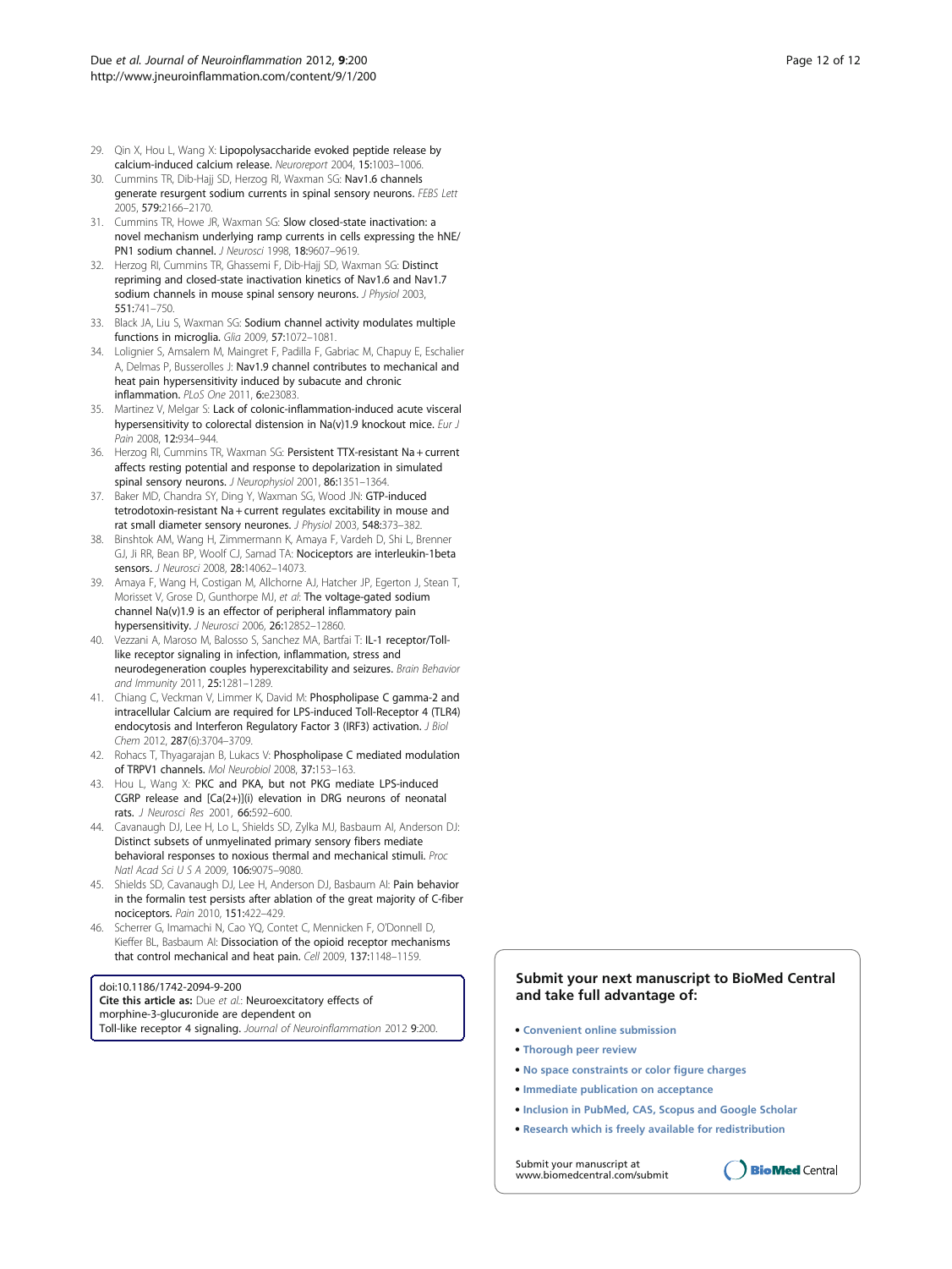29. Qin X, Hou L, Wang X: **Lipopolysaccharide evoked peptide release by calcium-induced calcium release.** *Neuroreport* 2004, **15:**1003–1006.
30. Cummins TR, Dib-Hajj SD, Herzog RI, Waxman SG: **Nav1.6 channels generate resurgent sodium currents in spinal sensory neurons.** *FEBS Lett* 2005, **579:**2166–2170.
31. Cummins TR, Howe JR, Waxman SG: **Slow closed-state inactivation: a novel mechanism underlying ramp currents in cells expressing the hNE/PN1 sodium channel.** *J Neurosci* 1998, **18:**9607–9619.
32. Herzog RI, Cummins TR, Ghassemi F, Dib-Hajj SD, Waxman SG: **Distinct repriming and closed-state inactivation kinetics of Nav1.6 and Nav1.7 sodium channels in mouse spinal sensory neurons.** *J Physiol* 2003, **551:**741–750.
33. Black JA, Liu S, Waxman SG: **Sodium channel activity modulates multiple functions in microglia.** *Glia* 2009, **57:**1072–1081.
34. Lolignier S, Amsalem M, Maingret F, Padilla F, Gabriac M, Chapuy E, Eschalier A, Delmas P, Busserolles J: **Nav1.9 channel contributes to mechanical and heat pain hypersensitivity induced by subacute and chronic inflammation.** *PLoS One* 2011, **6:**e23083.
35. Martinez V, Melgar S: **Lack of colonic-inflammation-induced acute visceral hypersensitivity to colorectal distension in Na(v)1.9 knockout mice.** *Eur J Pain* 2008, **12:**934–944.
36. Herzog RI, Cummins TR, Waxman SG: **Persistent TTX-resistant Na + current affects resting potential and response to depolarization in simulated spinal sensory neurons.** *J Neurophysiol* 2001, **86:**1351–1364.
37. Baker MD, Chandra SY, Ding Y, Waxman SG, Wood JN: **GTP-induced tetrodotoxin-resistant Na + current regulates excitability in mouse and rat small diameter sensory neurones.** *J Physiol* 2003, **548:**373–382.
38. Binshtok AM, Wang H, Zimmermann K, Amaya F, Vardeh D, Shi L, Brenner GJ, Ji RR, Bean BP, Woolf CJ, Samad TA: **Nociceptors are interleukin-1beta sensors.** *J Neurosci* 2008, **28:**14062–14073.
39. Amaya F, Wang H, Costigan M, Allchorne AJ, Hatcher JP, Egerton J, Stean T, Morisset V, Grose D, Gunthorpe MJ, *et al*: **The voltage-gated sodium channel Na(v)1.9 is an effector of peripheral inflammatory pain hypersensitivity.** *J Neurosci* 2006, **26:**12852–12860.
40. Vezzani A, Maroso M, Balosso S, Sanchez MA, Bartfai T: **IL-1 receptor/Toll-like receptor signaling in infection, inflammation, stress and neurodegeneration couples hyperexcitability and seizures.** *Brain Behavior and Immunity* 2011, **25:**1281–1289.
41. Chiang C, Veckman V, Limmer K, David M: **Phospholipase C gamma-2 and intracellular Calcium are required for LPS-induced Toll-Receptor 4 (TLR4) endocytosis and Interferon Regulatory Factor 3 (IRF3) activation.** *J Biol Chem* 2012, **287**(6):3704–3709.
42. Rohacs T, Thyagarajan B, Lukacs V: **Phospholipase C mediated modulation of TRPV1 channels.** *Mol Neurobiol* 2008, **37:**153–163.
43. Hou L, Wang X: **PKC and PKA, but not PKG mediate LPS-induced CGRP release and [Ca(2+)](i) elevation in DRG neurons of neonatal rats.** *J Neurosci Res* 2001, **66:**592–600.
44. Cavanaugh DJ, Lee H, Lo L, Shields SD, Zylka MJ, Basbaum AI, Anderson DJ: **Distinct subsets of unmyelinated primary sensory fibers mediate behavioral responses to noxious thermal and mechanical stimuli.** *Proc Natl Acad Sci U S A* 2009, **106:**9075–9080.
45. Shields SD, Cavanaugh DJ, Lee H, Anderson DJ, Basbaum AI: **Pain behavior in the formalin test persists after ablation of the great majority of C-fiber nociceptors.** *Pain* 2010, **151:**422–429.
46. Scherrer G, Imamachi N, Cao YQ, Contet C, Mennicken F, O'Donnell D, Kieffer BL, Basbaum AI: **Dissociation of the opioid receptor mechanisms that control mechanical and heat pain.** *Cell* 2009, **137:**1148–1159.

doi:10.1186/1742-2094-9-200
**Cite this article as:** Due *et al.*: Neuroexcitatory effects of morphine-3-glucuronide are dependent on Toll-like receptor 4 signaling. *Journal of Neuroinflammation* 2012 **9**:200.

**Submit your next manuscript to BioMed Central and take full advantage of:**

- **Convenient online submission**
- **Thorough peer review**
- **No space constraints or color figure charges**
- **Immediate publication on acceptance**
- **Inclusion in PubMed, CAS, Scopus and Google Scholar**
- **Research which is freely available for redistribution**

Submit your manuscript at
www.biomedcentral.com/submit

BioMed Central